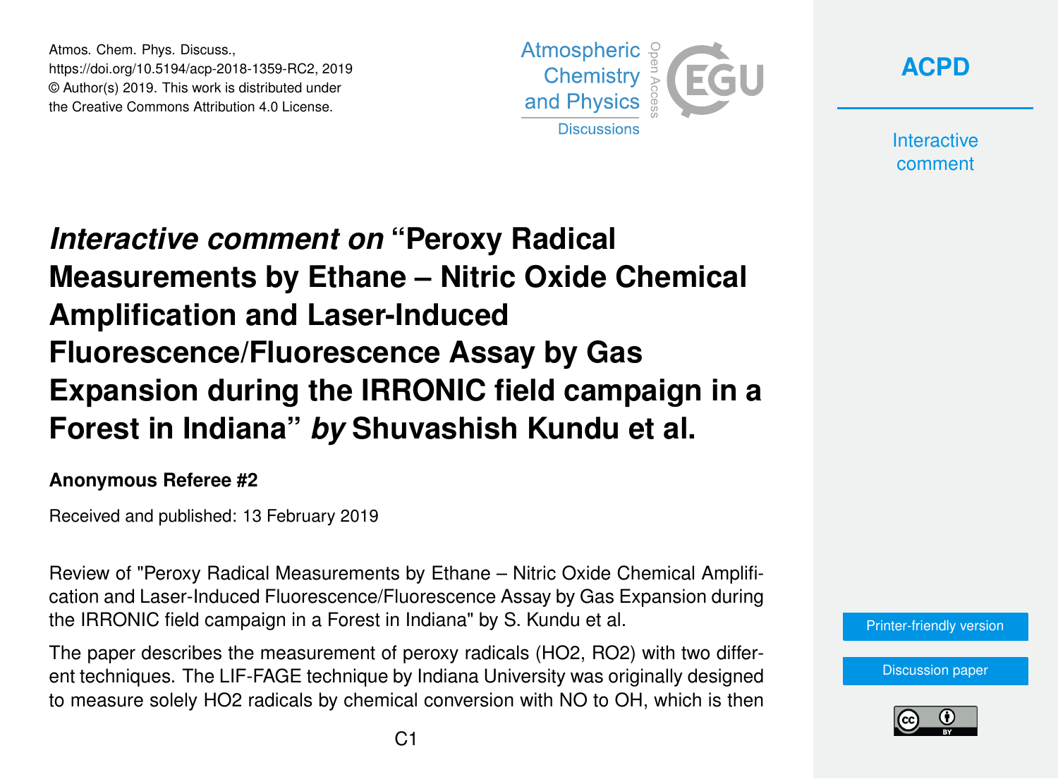# *Interactive comment on* "Peroxy Radical Measurements by Ethane – Nitric Oxide Chemical Amplification and Laser-Induced Fluorescence/Fluorescence Assay by Gas Expansion during the IRRONIC field campaign in a Forest in Indiana" *by* Shuvashish Kundu et al.

**Anonymous Referee #2**

Received and published: 13 February 2019

Review of "Peroxy Radical Measurements by Ethane – Nitric Oxide Chemical Amplification and Laser-Induced Fluorescence/Fluorescence Assay by Gas Expansion during the IRRONIC field campaign in a Forest in Indiana" by S. Kundu et al.

The paper describes the measurement of peroxy radicals ($HO_2$, $RO_2$) with two different techniques. The LIF-FAGE technique by Indiana University was originally designed to measure solely $HO_2$ radicals by chemical conversion with NO to OH, which is then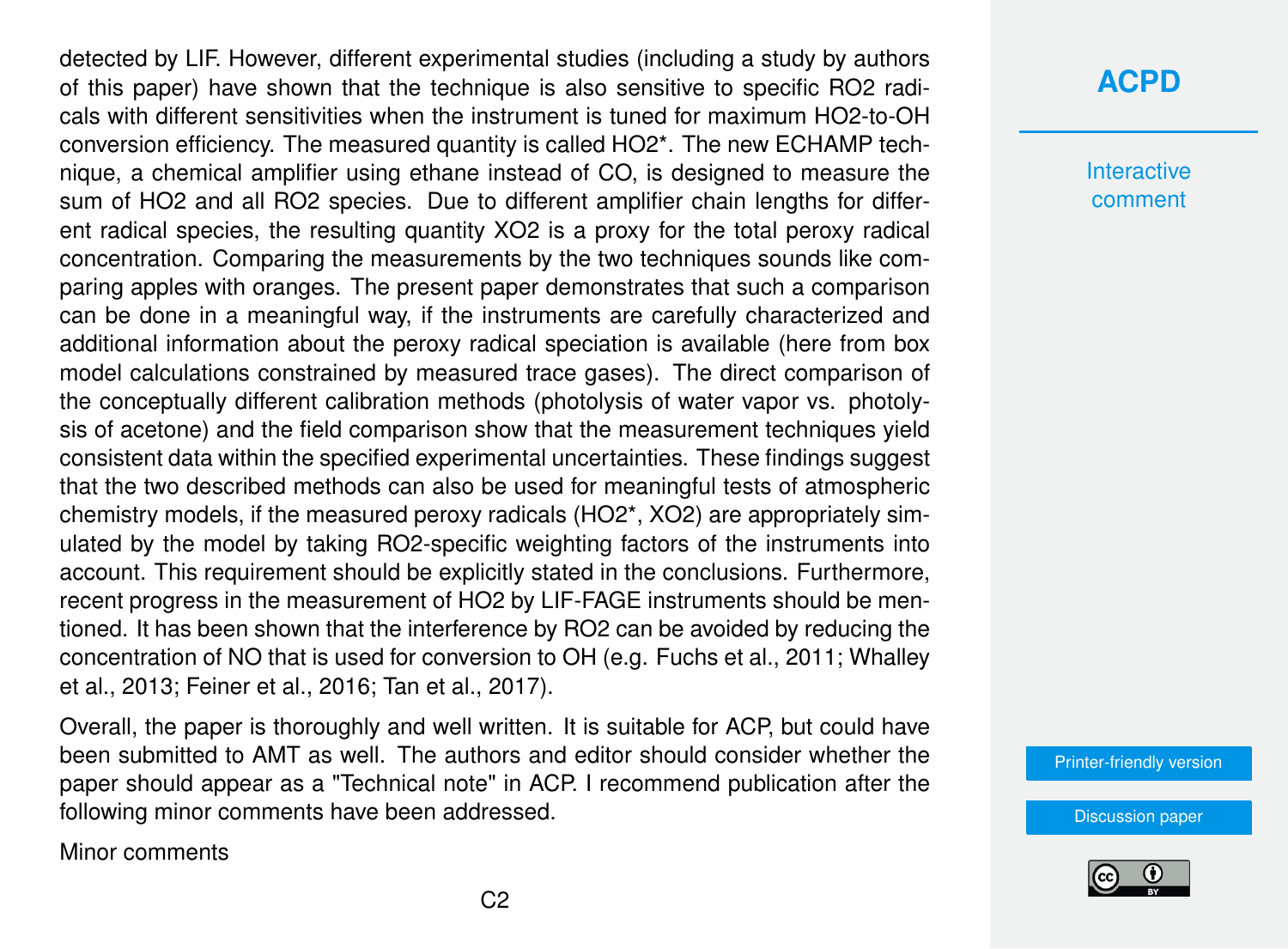detected by LIF. However, different experimental studies (including a study by authors of this paper) have shown that the technique is also sensitive to specific $RO_2$ radicals with different sensitivities when the instrument is tuned for maximum $HO_2$-to-OH conversion efficiency. The measured quantity is called $HO_2^*$. The new ECHAMP technique, a chemical amplifier using ethane instead of CO, is designed to measure the sum of $HO_2$ and all $RO_2$ species. Due to different amplifier chain lengths for different radical species, the resulting quantity $XO_2$ is a proxy for the total peroxy radical concentration. Comparing the measurements by the two techniques sounds like comparing apples with oranges. The present paper demonstrates that such a comparison can be done in a meaningful way, if the instruments are carefully characterized and additional information about the peroxy radical speciation is available (here from box model calculations constrained by measured trace gases). The direct comparison of the conceptually different calibration methods (photolysis of water vapor vs. photolysis of acetone) and the field comparison show that the measurement techniques yield consistent data within the specified experimental uncertainties. These findings suggest that the two described methods can also be used for meaningful tests of atmospheric chemistry models, if the measured peroxy radicals ($HO_2^*$, $XO_2$) are appropriately simulated by the model by taking $RO_2$-specific weighting factors of the instruments into account. This requirement should be explicitly stated in the conclusions. Furthermore, recent progress in the measurement of $HO_2$ by LIF-FAGE instruments should be mentioned. It has been shown that the interference by $RO_2$ can be avoided by reducing the concentration of NO that is used for conversion to OH (e.g. Fuchs et al., 2011; Whalley et al., 2013; Feiner et al., 2016; Tan et al., 2017).

Overall, the paper is thoroughly and well written. It is suitable for ACP, but could have been submitted to AMT as well. The authors and editor should consider whether the paper should appear as a "Technical note" in ACP. I recommend publication after the following minor comments have been addressed.

Minor comments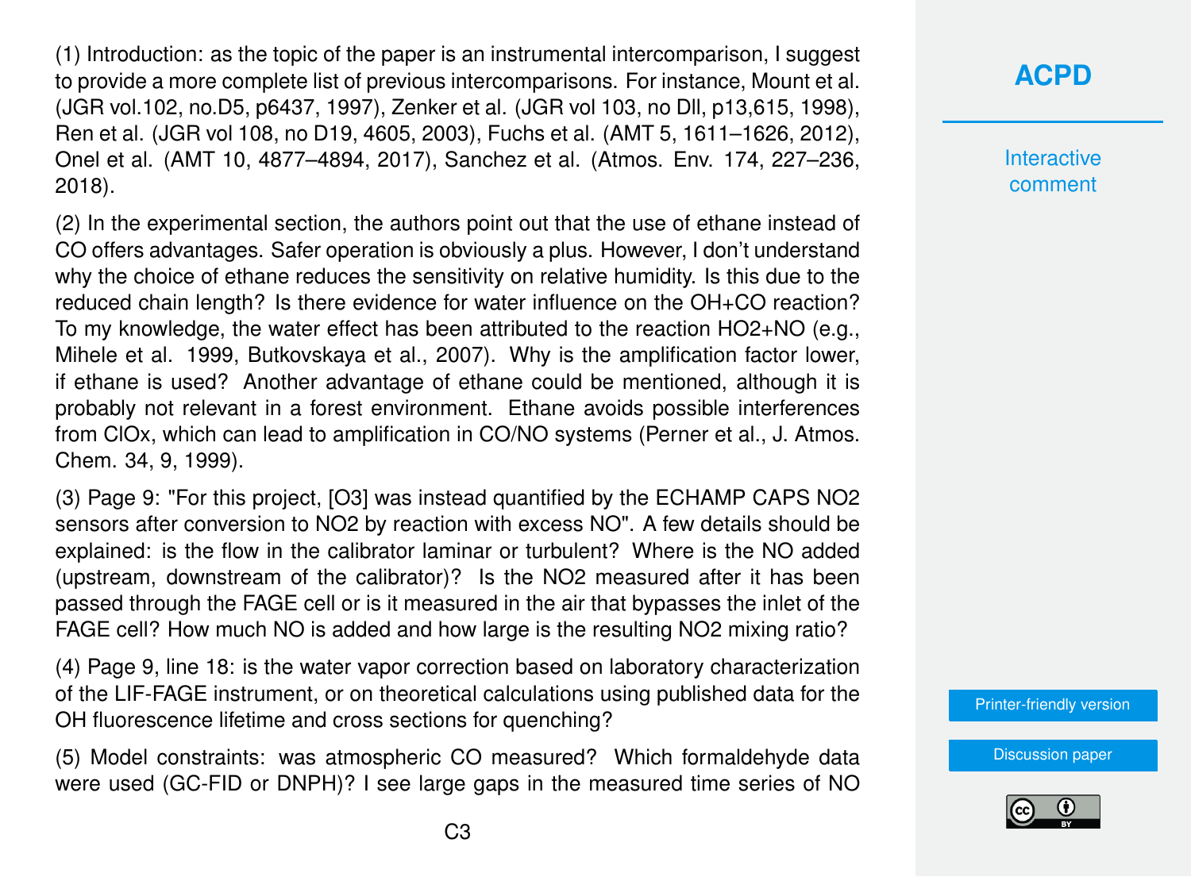(1) Introduction: as the topic of the paper is an instrumental intercomparison, I suggest to provide a more complete list of previous intercomparisons. For instance, Mount et al. (JGR vol.102, no.D5, p6437, 1997), Zenker et al. (JGR vol 103, no Dll, p13,615, 1998), Ren et al. (JGR vol 108, no D19, 4605, 2003), Fuchs et al. (AMT 5, 1611–1626, 2012), Onel et al. (AMT 10, 4877–4894, 2017), Sanchez et al. (Atmos. Env. 174, 227–236, 2018).

(2) In the experimental section, the authors point out that the use of ethane instead of CO offers advantages. Safer operation is obviously a plus. However, I don't understand why the choice of ethane reduces the sensitivity on relative humidity. Is this due to the reduced chain length? Is there evidence for water influence on the OH+CO reaction? To my knowledge, the water effect has been attributed to the reaction HO2+NO (e.g., Mihele et al. 1999, Butkovskaya et al., 2007). Why is the amplification factor lower, if ethane is used? Another advantage of ethane could be mentioned, although it is probably not relevant in a forest environment. Ethane avoids possible interferences from ClOx, which can lead to amplification in CO/NO systems (Perner et al., J. Atmos. Chem. 34, 9, 1999).

(3) Page 9: "For this project, [O3] was instead quantified by the ECHAMP CAPS NO2 sensors after conversion to NO2 by reaction with excess NO". A few details should be explained: is the flow in the calibrator laminar or turbulent? Where is the NO added (upstream, downstream of the calibrator)? Is the NO2 measured after it has been passed through the FAGE cell or is it measured in the air that bypasses the inlet of the FAGE cell? How much NO is added and how large is the resulting NO2 mixing ratio?

(4) Page 9, line 18: is the water vapor correction based on laboratory characterization of the LIF-FAGE instrument, or on theoretical calculations using published data for the OH fluorescence lifetime and cross sections for quenching?

(5) Model constraints: was atmospheric CO measured? Which formaldehyde data were used (GC-FID or DNPH)? I see large gaps in the measured time series of NO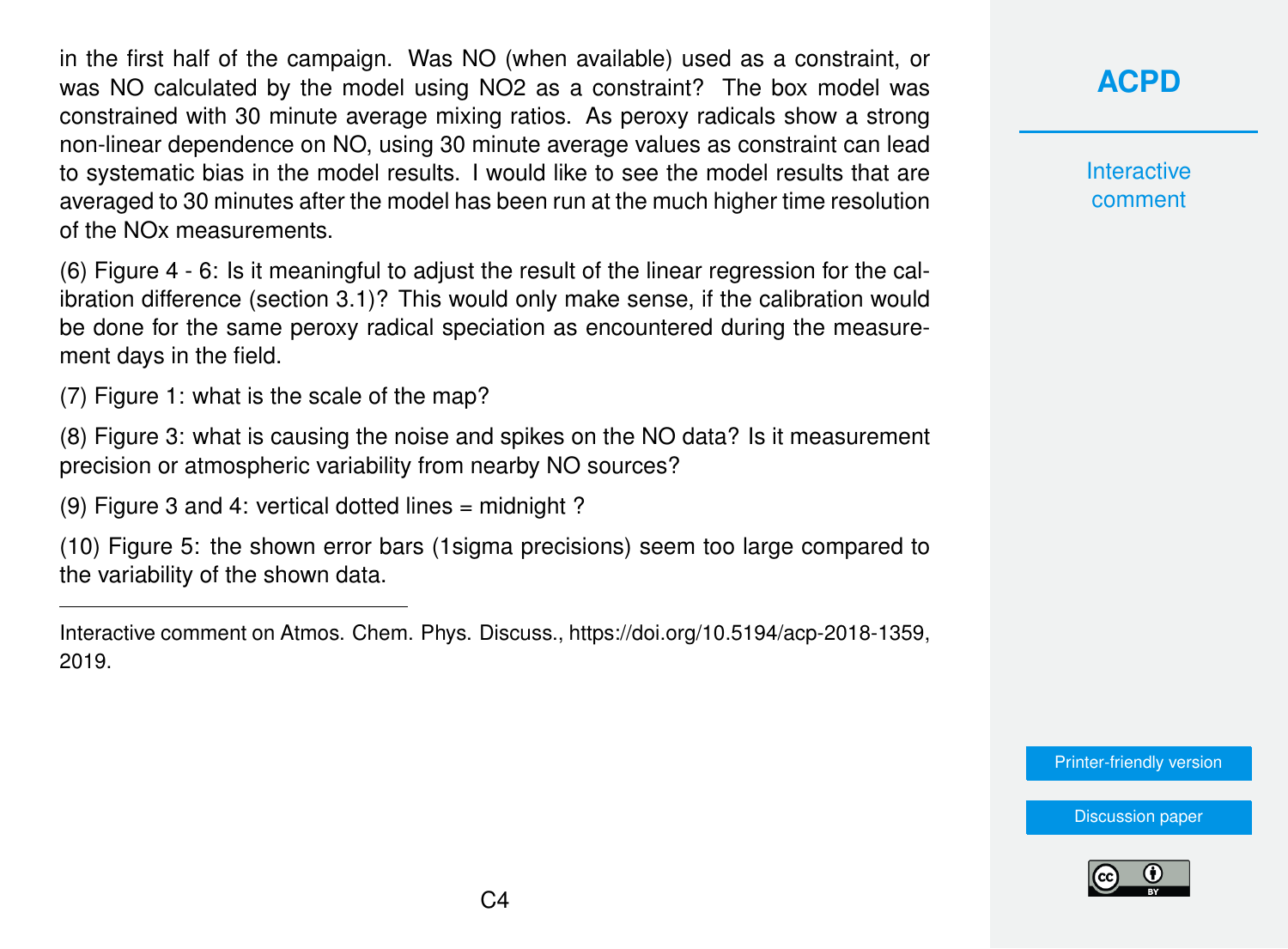in the first half of the campaign. Was NO (when available) used as a constraint, or was NO calculated by the model using $NO_2$ as a constraint? The box model was constrained with 30 minute average mixing ratios. As peroxy radicals show a strong non-linear dependence on NO, using 30 minute average values as constraint can lead to systematic bias in the model results. I would like to see the model results that are averaged to 30 minutes after the model has been run at the much higher time resolution of the $NO_x$ measurements.

(6) Figure 4 - 6: Is it meaningful to adjust the result of the linear regression for the calibration difference (section 3.1)? This would only make sense, if the calibration would be done for the same peroxy radical speciation as encountered during the measurement days in the field.

(7) Figure 1: what is the scale of the map?

(8) Figure 3: what is causing the noise and spikes on the NO data? Is it measurement precision or atmospheric variability from nearby NO sources?

(9) Figure 3 and 4: vertical dotted lines = midnight ?

(10) Figure 5: the shown error bars (1sigma precisions) seem too large compared to the variability of the shown data.

---

Interactive comment on Atmos. Chem. Phys. Discuss., https://doi.org/10.5194/acp-2018-1359, 2019.